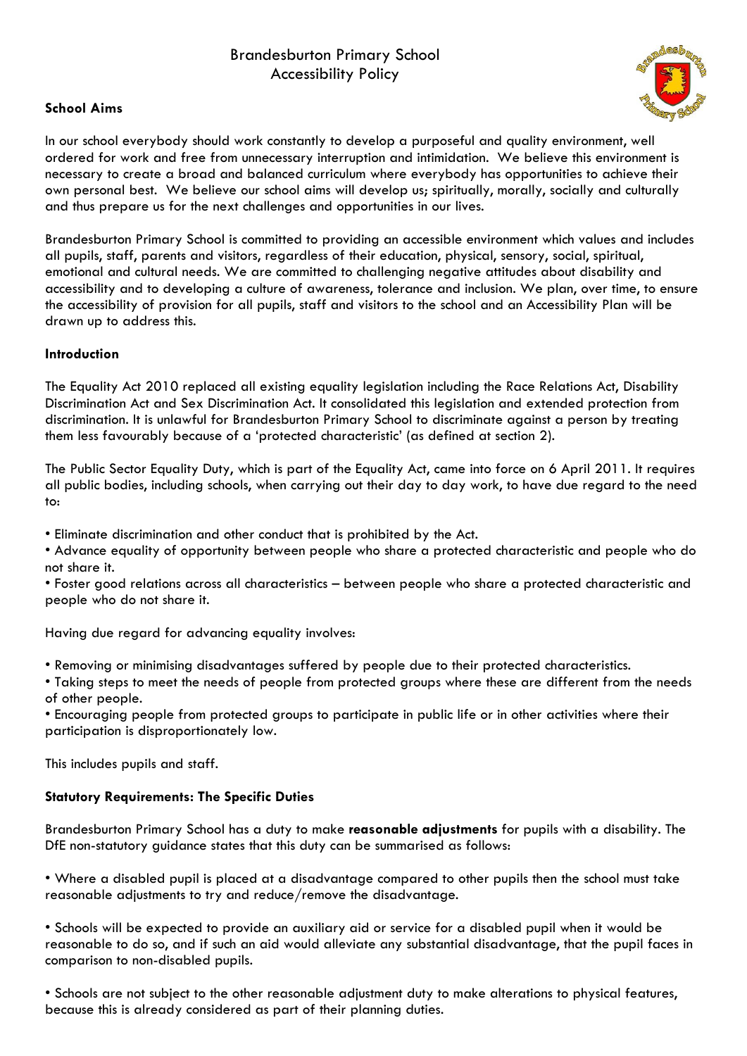# Brandesburton Primary School
## Accessibility Policy

### School Aims

In our school everybody should work constantly to develop a purposeful and quality environment, well ordered for work and free from unnecessary interruption and intimidation. We believe this environment is necessary to create a broad and balanced curriculum where everybody has opportunities to achieve their own personal best. We believe our school aims will develop us; spiritually, morally, socially and culturally and thus prepare us for the next challenges and opportunities in our lives.

Brandesburton Primary School is committed to providing an accessible environment which values and includes all pupils, staff, parents and visitors, regardless of their education, physical, sensory, social, spiritual, emotional and cultural needs. We are committed to challenging negative attitudes about disability and accessibility and to developing a culture of awareness, tolerance and inclusion. We plan, over time, to ensure the accessibility of provision for all pupils, staff and visitors to the school and an Accessibility Plan will be drawn up to address this.

### Introduction

The Equality Act 2010 replaced all existing equality legislation including the Race Relations Act, Disability Discrimination Act and Sex Discrimination Act. It consolidated this legislation and extended protection from discrimination. It is unlawful for Brandesburton Primary School to discriminate against a person by treating them less favourably because of a 'protected characteristic' (as defined at section 2).

The Public Sector Equality Duty, which is part of the Equality Act, came into force on 6 April 2011. It requires all public bodies, including schools, when carrying out their day to day work, to have due regard to the need to:

- Eliminate discrimination and other conduct that is prohibited by the Act.
- Advance equality of opportunity between people who share a protected characteristic and people who do not share it.
- Foster good relations across all characteristics – between people who share a protected characteristic and people who do not share it.

Having due regard for advancing equality involves:

- Removing or minimising disadvantages suffered by people due to their protected characteristics.
- Taking steps to meet the needs of people from protected groups where these are different from the needs of other people.
- Encouraging people from protected groups to participate in public life or in other activities where their participation is disproportionately low.

This includes pupils and staff.

### Statutory Requirements: The Specific Duties

Brandesburton Primary School has a duty to make **reasonable adjustments** for pupils with a disability. The DfE non-statutory guidance states that this duty can be summarised as follows:

- Where a disabled pupil is placed at a disadvantage compared to other pupils then the school must take reasonable adjustments to try and reduce/remove the disadvantage.

- Schools will be expected to provide an auxiliary aid or service for a disabled pupil when it would be reasonable to do so, and if such an aid would alleviate any substantial disadvantage, that the pupil faces in comparison to non-disabled pupils.

- Schools are not subject to the other reasonable adjustment duty to make alterations to physical features, because this is already considered as part of their planning duties.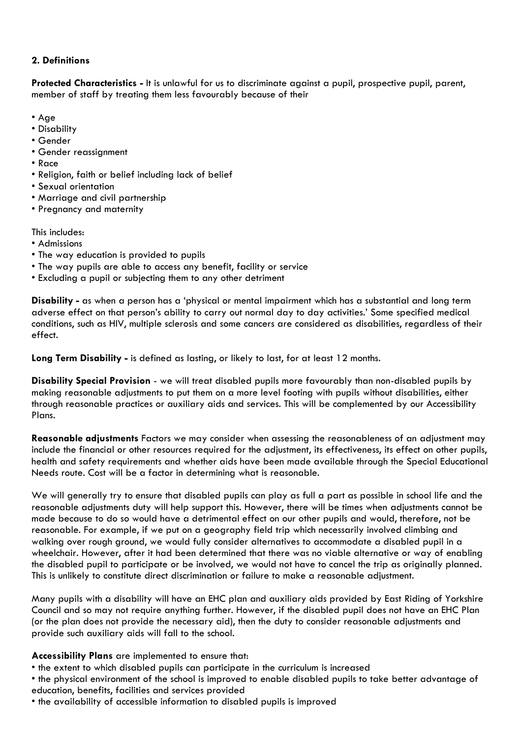**2. Definitions**

**Protected Characteristics -** It is unlawful for us to discriminate against a pupil, prospective pupil, parent, member of staff by treating them less favourably because of their

- Age
- Disability
- Gender
- Gender reassignment
- Race
- Religion, faith or belief including lack of belief
- Sexual orientation
- Marriage and civil partnership
- Pregnancy and maternity

This includes:

- Admissions
- The way education is provided to pupils
- The way pupils are able to access any benefit, facility or service
- Excluding a pupil or subjecting them to any other detriment

**Disability -** as when a person has a 'physical or mental impairment which has a substantial and long term adverse effect on that person's ability to carry out normal day to day activities.' Some specified medical conditions, such as HIV, multiple sclerosis and some cancers are considered as disabilities, regardless of their effect.

**Long Term Disability -** is defined as lasting, or likely to last, for at least 12 months.

**Disability Special Provision** - we will treat disabled pupils more favourably than non-disabled pupils by making reasonable adjustments to put them on a more level footing with pupils without disabilities, either through reasonable practices or auxiliary aids and services. This will be complemented by our Accessibility Plans.

**Reasonable adjustments** Factors we may consider when assessing the reasonableness of an adjustment may include the financial or other resources required for the adjustment, its effectiveness, its effect on other pupils, health and safety requirements and whether aids have been made available through the Special Educational Needs route. Cost will be a factor in determining what is reasonable.

We will generally try to ensure that disabled pupils can play as full a part as possible in school life and the reasonable adjustments duty will help support this. However, there will be times when adjustments cannot be made because to do so would have a detrimental effect on our other pupils and would, therefore, not be reasonable. For example, if we put on a geography field trip which necessarily involved climbing and walking over rough ground, we would fully consider alternatives to accommodate a disabled pupil in a wheelchair. However, after it had been determined that there was no viable alternative or way of enabling the disabled pupil to participate or be involved, we would not have to cancel the trip as originally planned. This is unlikely to constitute direct discrimination or failure to make a reasonable adjustment.

Many pupils with a disability will have an EHC plan and auxiliary aids provided by East Riding of Yorkshire Council and so may not require anything further. However, if the disabled pupil does not have an EHC Plan (or the plan does not provide the necessary aid), then the duty to consider reasonable adjustments and provide such auxiliary aids will fall to the school.

**Accessibility Plans** are implemented to ensure that:

- the extent to which disabled pupils can participate in the curriculum is increased
- the physical environment of the school is improved to enable disabled pupils to take better advantage of education, benefits, facilities and services provided
- the availability of accessible information to disabled pupils is improved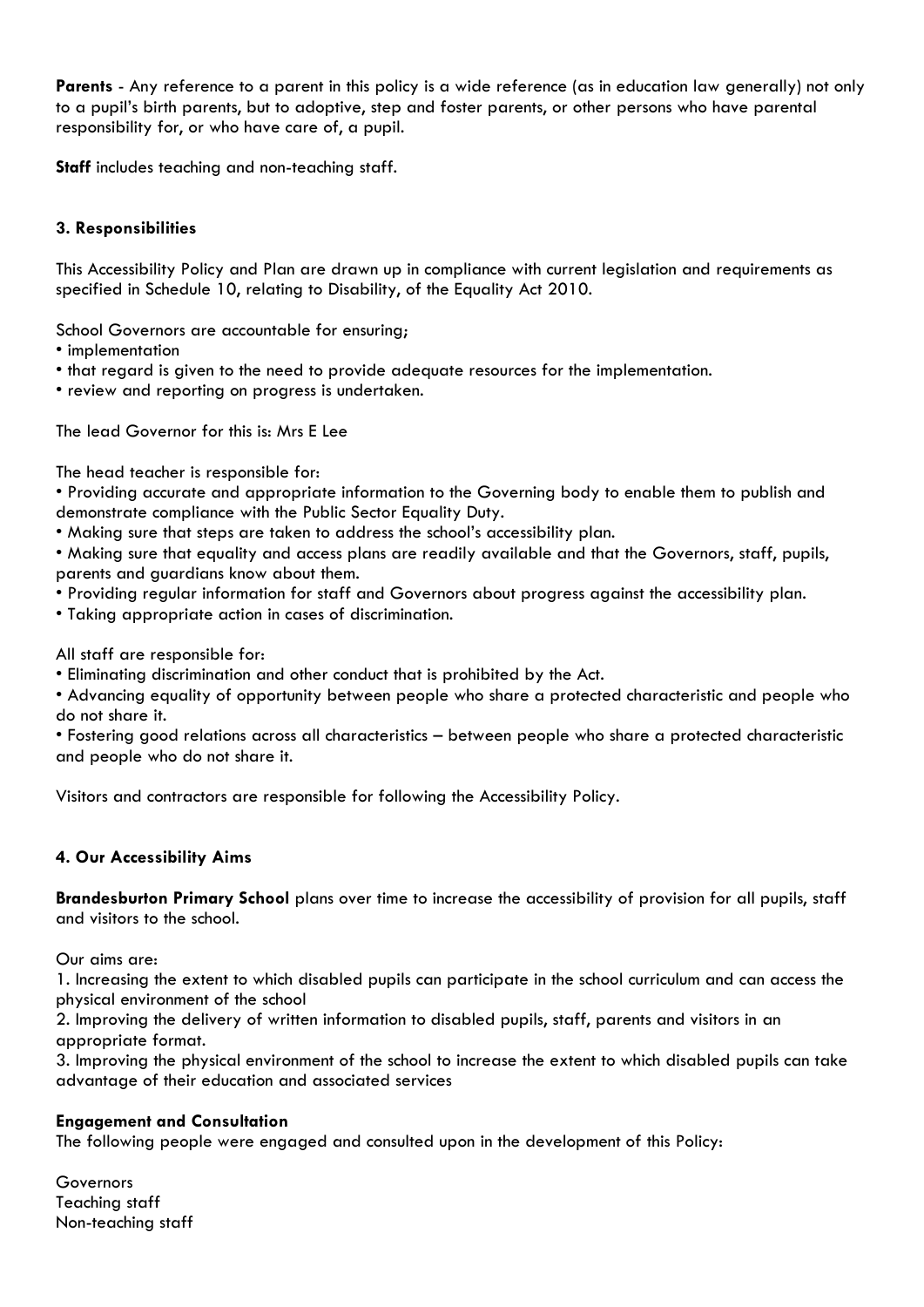**Parents** - Any reference to a parent in this policy is a wide reference (as in education law generally) not only to a pupil's birth parents, but to adoptive, step and foster parents, or other persons who have parental responsibility for, or who have care of, a pupil.

**Staff** includes teaching and non-teaching staff.

### 3. Responsibilities

This Accessibility Policy and Plan are drawn up in compliance with current legislation and requirements as specified in Schedule 10, relating to Disability, of the Equality Act 2010.

School Governors are accountable for ensuring;

- implementation
- that regard is given to the need to provide adequate resources for the implementation.
- review and reporting on progress is undertaken.

The lead Governor for this is: Mrs E Lee

The head teacher is responsible for:

- Providing accurate and appropriate information to the Governing body to enable them to publish and demonstrate compliance with the Public Sector Equality Duty.
- Making sure that steps are taken to address the school's accessibility plan.
- Making sure that equality and access plans are readily available and that the Governors, staff, pupils, parents and guardians know about them.
- Providing regular information for staff and Governors about progress against the accessibility plan.
- Taking appropriate action in cases of discrimination.

All staff are responsible for:

- Eliminating discrimination and other conduct that is prohibited by the Act.
- Advancing equality of opportunity between people who share a protected characteristic and people who do not share it.
- Fostering good relations across all characteristics – between people who share a protected characteristic and people who do not share it.

Visitors and contractors are responsible for following the Accessibility Policy.

### 4. Our Accessibility Aims

**Brandesburton Primary School** plans over time to increase the accessibility of provision for all pupils, staff and visitors to the school.

Our aims are:

1. Increasing the extent to which disabled pupils can participate in the school curriculum and can access the physical environment of the school
2. Improving the delivery of written information to disabled pupils, staff, parents and visitors in an appropriate format.
3. Improving the physical environment of the school to increase the extent to which disabled pupils can take advantage of their education and associated services

**Engagement and Consultation**
The following people were engaged and consulted upon in the development of this Policy:

Governors
Teaching staff
Non-teaching staff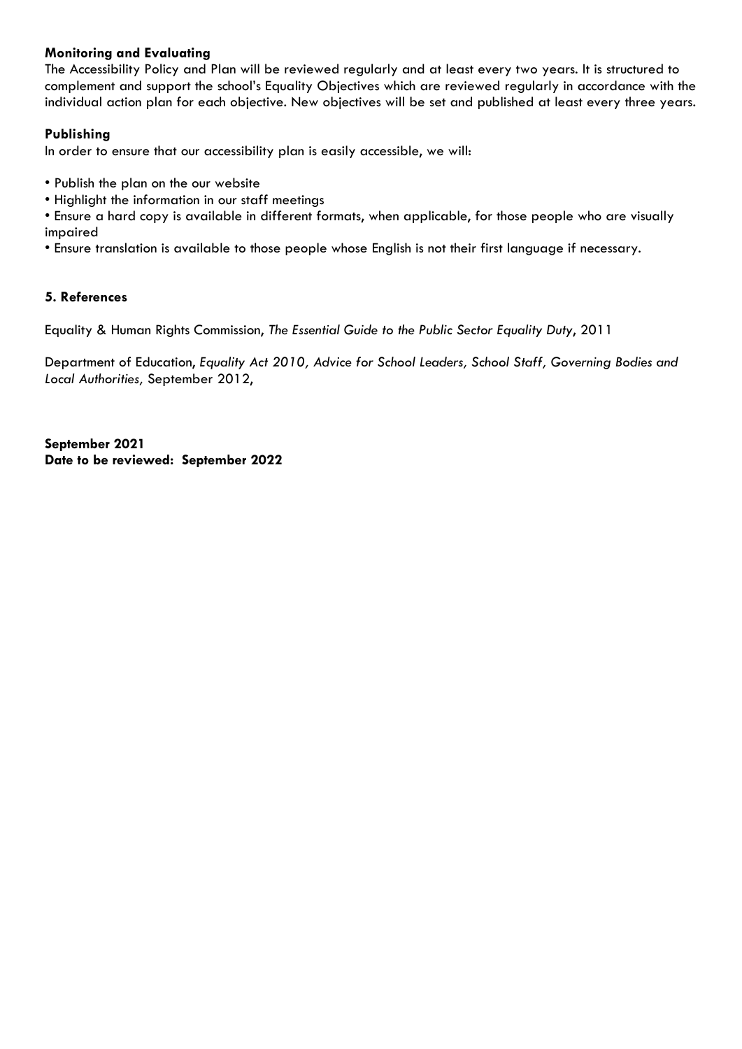**Monitoring and Evaluating**

The Accessibility Policy and Plan will be reviewed regularly and at least every two years. It is structured to complement and support the school's Equality Objectives which are reviewed regularly in accordance with the individual action plan for each objective. New objectives will be set and published at least every three years.

**Publishing**

In order to ensure that our accessibility plan is easily accessible, we will:

- Publish the plan on the our website
- Highlight the information in our staff meetings
- Ensure a hard copy is available in different formats, when applicable, for those people who are visually impaired
- Ensure translation is available to those people whose English is not their first language if necessary.

### 5. References

Equality & Human Rights Commission, *The Essential Guide to the Public Sector Equality Duty*, 2011

Department of Education, *Equality Act 2010, Advice for School Leaders, School Staff, Governing Bodies and Local Authorities,* September 2012,

**September 2021**
**Date to be reviewed: September 2022**